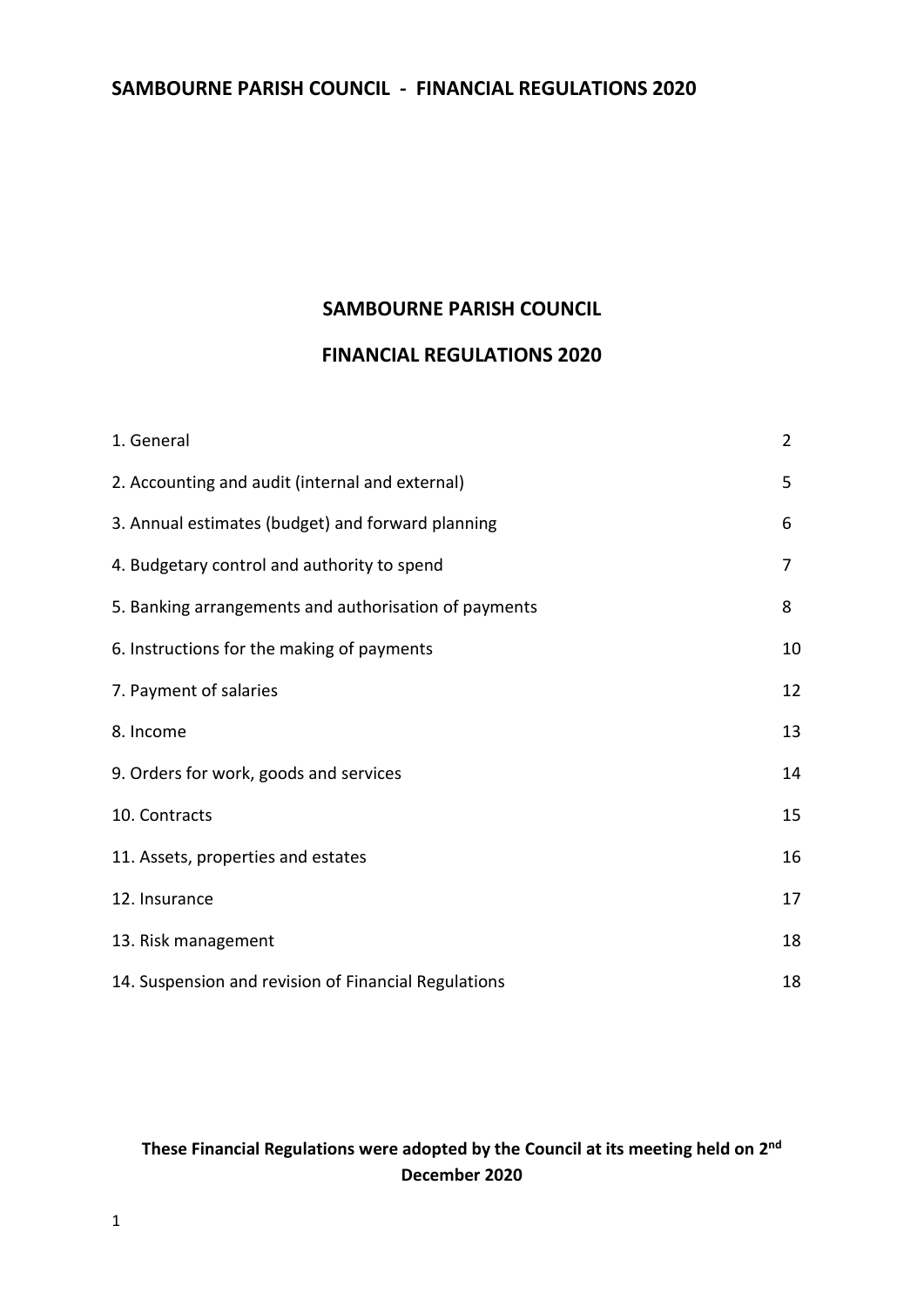# SAMBOURNE PARISH COUNCIL - FINANCIAL REGULATIONS 2020

## SAMBOURNE PARISH COUNCIL

## FINANCIAL REGULATIONS 2020

| | |
|---|---|
| 1. General | 2 |
| 2. Accounting and audit (internal and external) | 5 |
| 3. Annual estimates (budget) and forward planning | 6 |
| 4. Budgetary control and authority to spend | 7 |
| 5. Banking arrangements and authorisation of payments | 8 |
| 6. Instructions for the making of payments | 10 |
| 7. Payment of salaries | 12 |
| 8. Income | 13 |
| 9. Orders for work, goods and services | 14 |
| 10. Contracts | 15 |
| 11. Assets, properties and estates | 16 |
| 12. Insurance | 17 |
| 13. Risk management | 18 |
| 14. Suspension and revision of Financial Regulations | 18 |

**These Financial Regulations were adopted by the Council at its meeting held on 2nd December 2020**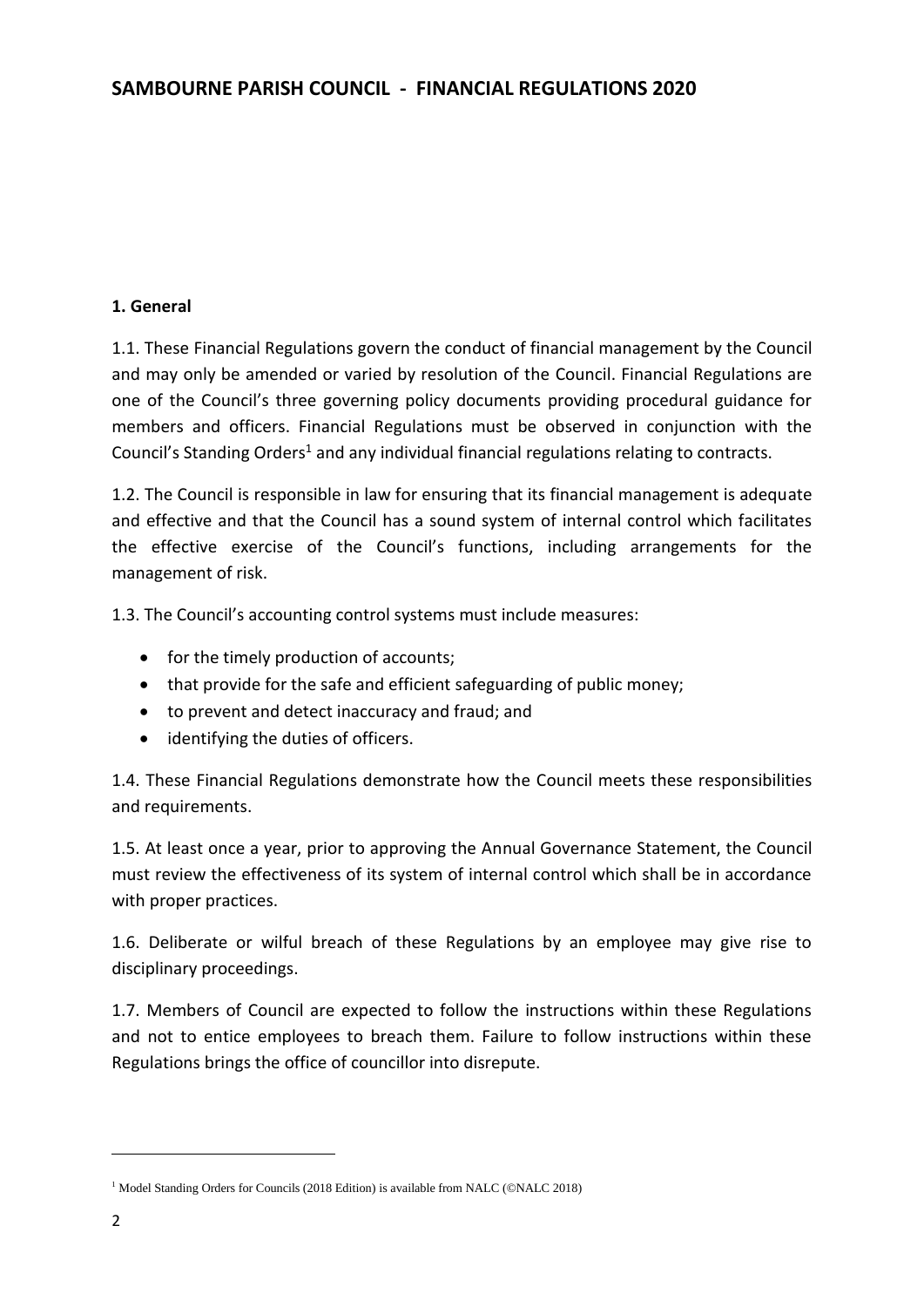# SAMBOURNE PARISH COUNCIL - FINANCIAL REGULATIONS 2020

**1. General**

1.1. These Financial Regulations govern the conduct of financial management by the Council and may only be amended or varied by resolution of the Council. Financial Regulations are one of the Council's three governing policy documents providing procedural guidance for members and officers. Financial Regulations must be observed in conjunction with the Council's Standing Orders[1] and any individual financial regulations relating to contracts.

1.2. The Council is responsible in law for ensuring that its financial management is adequate and effective and that the Council has a sound system of internal control which facilitates the effective exercise of the Council's functions, including arrangements for the management of risk.

1.3. The Council's accounting control systems must include measures:

- for the timely production of accounts;
- that provide for the safe and efficient safeguarding of public money;
- to prevent and detect inaccuracy and fraud; and
- identifying the duties of officers.

1.4. These Financial Regulations demonstrate how the Council meets these responsibilities and requirements.

1.5. At least once a year, prior to approving the Annual Governance Statement, the Council must review the effectiveness of its system of internal control which shall be in accordance with proper practices.

1.6. Deliberate or wilful breach of these Regulations by an employee may give rise to disciplinary proceedings.

1.7. Members of Council are expected to follow the instructions within these Regulations and not to entice employees to breach them. Failure to follow instructions within these Regulations brings the office of councillor into disrepute.

[1] Model Standing Orders for Councils (2018 Edition) is available from NALC (©NALC 2018)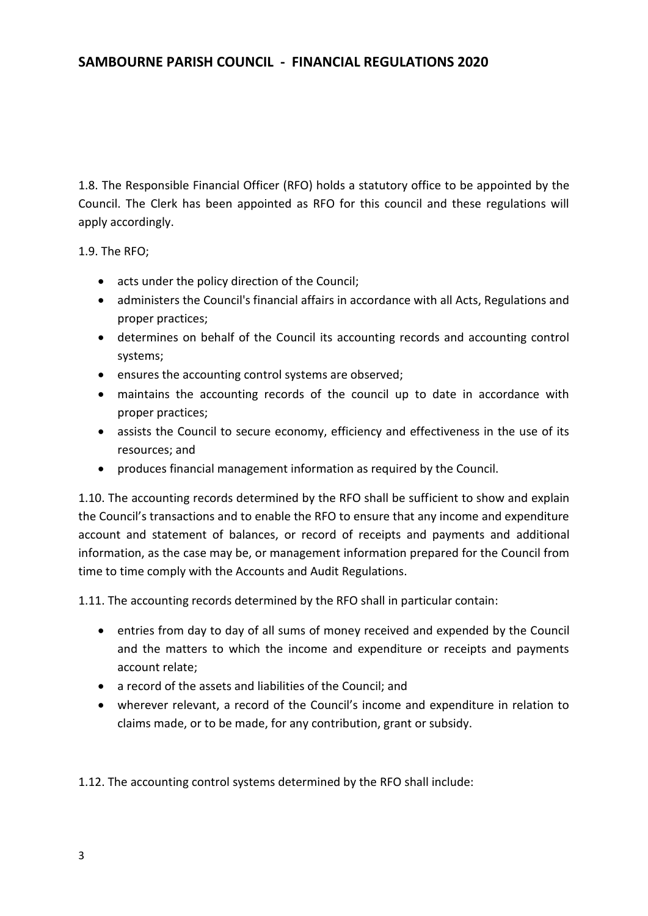1.8. The Responsible Financial Officer (RFO) holds a statutory office to be appointed by the Council. The Clerk has been appointed as RFO for this council and these regulations will apply accordingly.

1.9. The RFO;

- acts under the policy direction of the Council;
- administers the Council's financial affairs in accordance with all Acts, Regulations and proper practices;
- determines on behalf of the Council its accounting records and accounting control systems;
- ensures the accounting control systems are observed;
- maintains the accounting records of the council up to date in accordance with proper practices;
- assists the Council to secure economy, efficiency and effectiveness in the use of its resources; and
- produces financial management information as required by the Council.

1.10. The accounting records determined by the RFO shall be sufficient to show and explain the Council's transactions and to enable the RFO to ensure that any income and expenditure account and statement of balances, or record of receipts and payments and additional information, as the case may be, or management information prepared for the Council from time to time comply with the Accounts and Audit Regulations.

1.11. The accounting records determined by the RFO shall in particular contain:

- entries from day to day of all sums of money received and expended by the Council and the matters to which the income and expenditure or receipts and payments account relate;
- a record of the assets and liabilities of the Council; and
- wherever relevant, a record of the Council's income and expenditure in relation to claims made, or to be made, for any contribution, grant or subsidy.

1.12. The accounting control systems determined by the RFO shall include: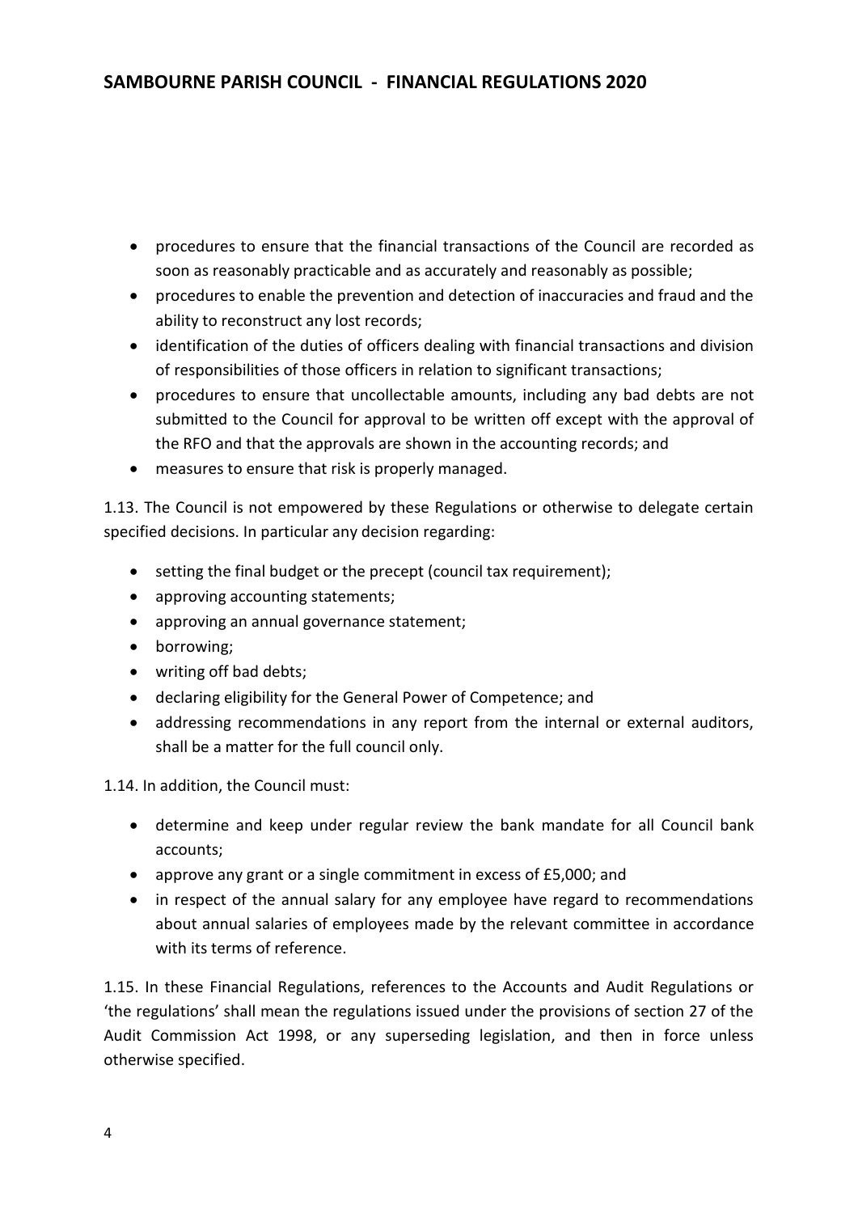- procedures to ensure that the financial transactions of the Council are recorded as soon as reasonably practicable and as accurately and reasonably as possible;
- procedures to enable the prevention and detection of inaccuracies and fraud and the ability to reconstruct any lost records;
- identification of the duties of officers dealing with financial transactions and division of responsibilities of those officers in relation to significant transactions;
- procedures to ensure that uncollectable amounts, including any bad debts are not submitted to the Council for approval to be written off except with the approval of the RFO and that the approvals are shown in the accounting records; and
- measures to ensure that risk is properly managed.

1.13. The Council is not empowered by these Regulations or otherwise to delegate certain specified decisions. In particular any decision regarding:

- setting the final budget or the precept (council tax requirement);
- approving accounting statements;
- approving an annual governance statement;
- borrowing;
- writing off bad debts;
- declaring eligibility for the General Power of Competence; and
- addressing recommendations in any report from the internal or external auditors, shall be a matter for the full council only.

1.14. In addition, the Council must:

- determine and keep under regular review the bank mandate for all Council bank accounts;
- approve any grant or a single commitment in excess of £5,000; and
- in respect of the annual salary for any employee have regard to recommendations about annual salaries of employees made by the relevant committee in accordance with its terms of reference.

1.15. In these Financial Regulations, references to the Accounts and Audit Regulations or 'the regulations' shall mean the regulations issued under the provisions of section 27 of the Audit Commission Act 1998, or any superseding legislation, and then in force unless otherwise specified.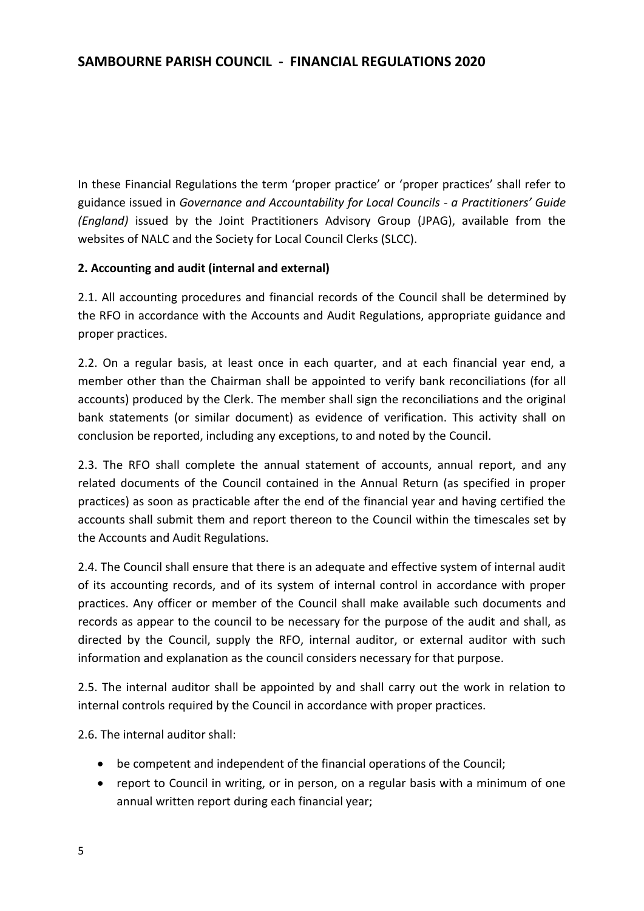In these Financial Regulations the term 'proper practice' or 'proper practices' shall refer to guidance issued in *Governance and Accountability for Local Councils - a Practitioners' Guide (England)* issued by the Joint Practitioners Advisory Group (JPAG), available from the websites of NALC and the Society for Local Council Clerks (SLCC).

**2. Accounting and audit (internal and external)**

2.1. All accounting procedures and financial records of the Council shall be determined by the RFO in accordance with the Accounts and Audit Regulations, appropriate guidance and proper practices.

2.2. On a regular basis, at least once in each quarter, and at each financial year end, a member other than the Chairman shall be appointed to verify bank reconciliations (for all accounts) produced by the Clerk. The member shall sign the reconciliations and the original bank statements (or similar document) as evidence of verification. This activity shall on conclusion be reported, including any exceptions, to and noted by the Council.

2.3. The RFO shall complete the annual statement of accounts, annual report, and any related documents of the Council contained in the Annual Return (as specified in proper practices) as soon as practicable after the end of the financial year and having certified the accounts shall submit them and report thereon to the Council within the timescales set by the Accounts and Audit Regulations.

2.4. The Council shall ensure that there is an adequate and effective system of internal audit of its accounting records, and of its system of internal control in accordance with proper practices. Any officer or member of the Council shall make available such documents and records as appear to the council to be necessary for the purpose of the audit and shall, as directed by the Council, supply the RFO, internal auditor, or external auditor with such information and explanation as the council considers necessary for that purpose.

2.5. The internal auditor shall be appointed by and shall carry out the work in relation to internal controls required by the Council in accordance with proper practices.

2.6. The internal auditor shall:

- be competent and independent of the financial operations of the Council;
- report to Council in writing, or in person, on a regular basis with a minimum of one annual written report during each financial year;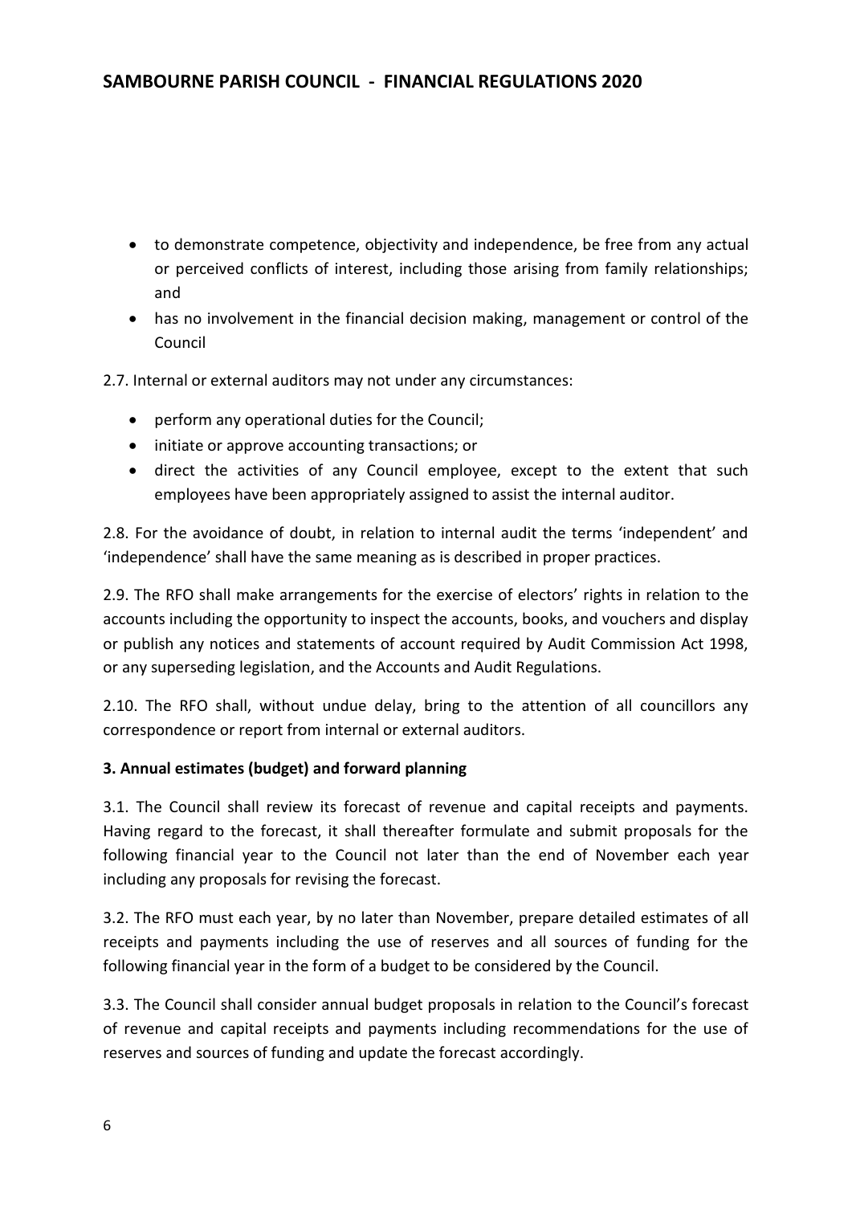- to demonstrate competence, objectivity and independence, be free from any actual or perceived conflicts of interest, including those arising from family relationships; and
- has no involvement in the financial decision making, management or control of the Council

2.7. Internal or external auditors may not under any circumstances:

- perform any operational duties for the Council;
- initiate or approve accounting transactions; or
- direct the activities of any Council employee, except to the extent that such employees have been appropriately assigned to assist the internal auditor.

2.8. For the avoidance of doubt, in relation to internal audit the terms 'independent' and 'independence' shall have the same meaning as is described in proper practices.

2.9. The RFO shall make arrangements for the exercise of electors' rights in relation to the accounts including the opportunity to inspect the accounts, books, and vouchers and display or publish any notices and statements of account required by Audit Commission Act 1998, or any superseding legislation, and the Accounts and Audit Regulations.

2.10. The RFO shall, without undue delay, bring to the attention of all councillors any correspondence or report from internal or external auditors.

**3. Annual estimates (budget) and forward planning**

3.1. The Council shall review its forecast of revenue and capital receipts and payments. Having regard to the forecast, it shall thereafter formulate and submit proposals for the following financial year to the Council not later than the end of November each year including any proposals for revising the forecast.

3.2. The RFO must each year, by no later than November, prepare detailed estimates of all receipts and payments including the use of reserves and all sources of funding for the following financial year in the form of a budget to be considered by the Council.

3.3. The Council shall consider annual budget proposals in relation to the Council's forecast of revenue and capital receipts and payments including recommendations for the use of reserves and sources of funding and update the forecast accordingly.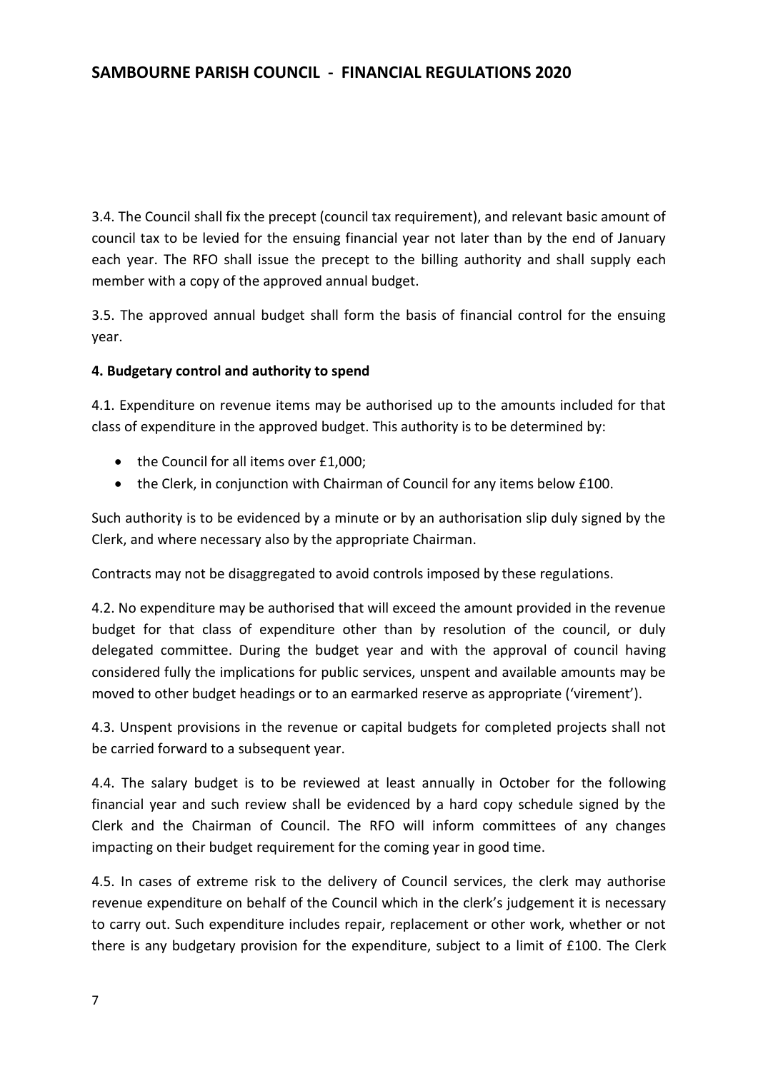3.4. The Council shall fix the precept (council tax requirement), and relevant basic amount of council tax to be levied for the ensuing financial year not later than by the end of January each year. The RFO shall issue the precept to the billing authority and shall supply each member with a copy of the approved annual budget.

3.5. The approved annual budget shall form the basis of financial control for the ensuing year.

**4. Budgetary control and authority to spend**

4.1. Expenditure on revenue items may be authorised up to the amounts included for that class of expenditure in the approved budget. This authority is to be determined by:

- the Council for all items over £1,000;
- the Clerk, in conjunction with Chairman of Council for any items below £100.

Such authority is to be evidenced by a minute or by an authorisation slip duly signed by the Clerk, and where necessary also by the appropriate Chairman.

Contracts may not be disaggregated to avoid controls imposed by these regulations.

4.2. No expenditure may be authorised that will exceed the amount provided in the revenue budget for that class of expenditure other than by resolution of the council, or duly delegated committee. During the budget year and with the approval of council having considered fully the implications for public services, unspent and available amounts may be moved to other budget headings or to an earmarked reserve as appropriate ('virement').

4.3. Unspent provisions in the revenue or capital budgets for completed projects shall not be carried forward to a subsequent year.

4.4. The salary budget is to be reviewed at least annually in October for the following financial year and such review shall be evidenced by a hard copy schedule signed by the Clerk and the Chairman of Council. The RFO will inform committees of any changes impacting on their budget requirement for the coming year in good time.

4.5. In cases of extreme risk to the delivery of Council services, the clerk may authorise revenue expenditure on behalf of the Council which in the clerk's judgement it is necessary to carry out. Such expenditure includes repair, replacement or other work, whether or not there is any budgetary provision for the expenditure, subject to a limit of £100. The Clerk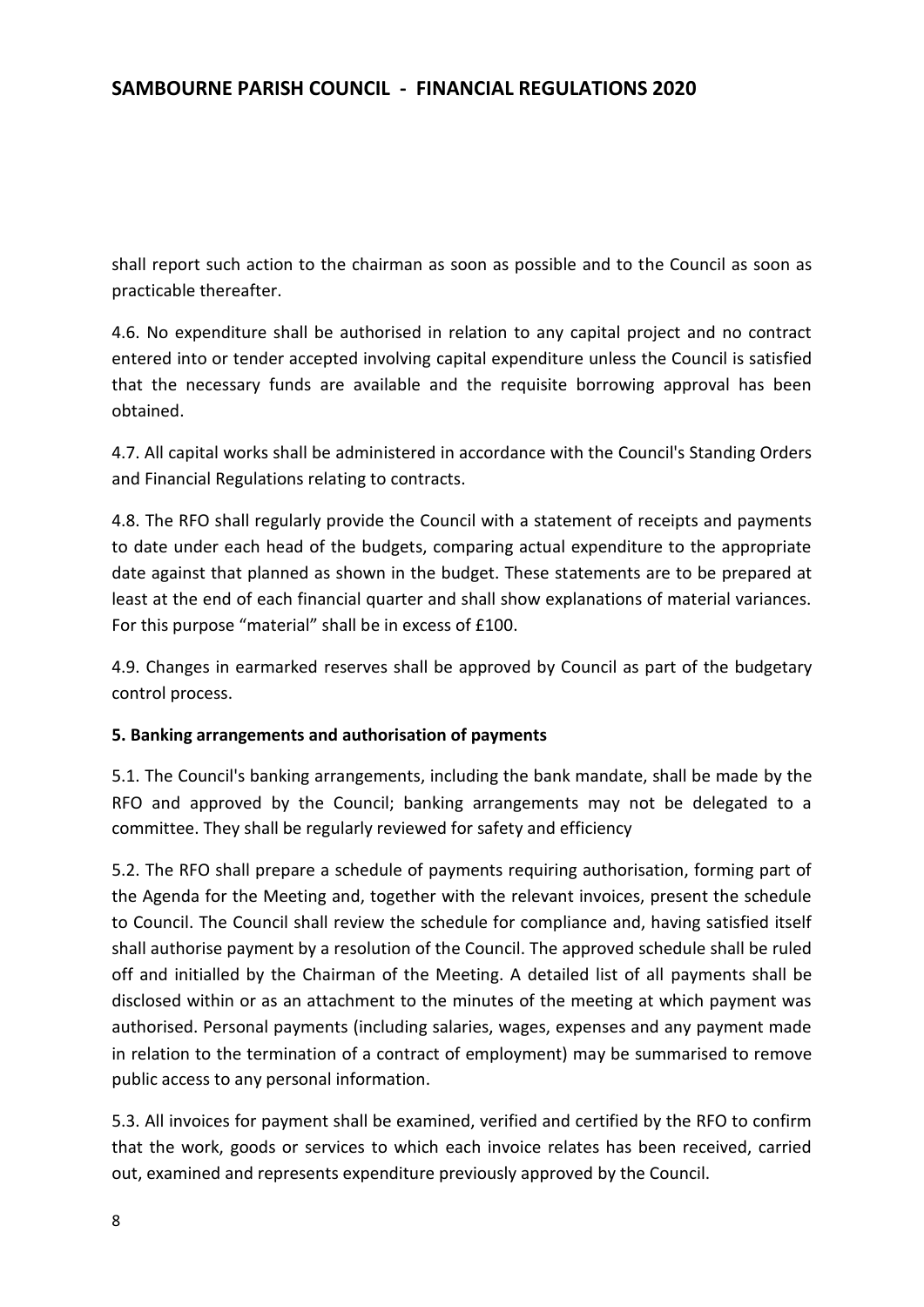shall report such action to the chairman as soon as possible and to the Council as soon as practicable thereafter.

4.6. No expenditure shall be authorised in relation to any capital project and no contract entered into or tender accepted involving capital expenditure unless the Council is satisfied that the necessary funds are available and the requisite borrowing approval has been obtained.

4.7. All capital works shall be administered in accordance with the Council's Standing Orders and Financial Regulations relating to contracts.

4.8. The RFO shall regularly provide the Council with a statement of receipts and payments to date under each head of the budgets, comparing actual expenditure to the appropriate date against that planned as shown in the budget. These statements are to be prepared at least at the end of each financial quarter and shall show explanations of material variances. For this purpose "material" shall be in excess of £100.

4.9. Changes in earmarked reserves shall be approved by Council as part of the budgetary control process.

**5. Banking arrangements and authorisation of payments**

5.1. The Council's banking arrangements, including the bank mandate, shall be made by the RFO and approved by the Council; banking arrangements may not be delegated to a committee. They shall be regularly reviewed for safety and efficiency

5.2. The RFO shall prepare a schedule of payments requiring authorisation, forming part of the Agenda for the Meeting and, together with the relevant invoices, present the schedule to Council. The Council shall review the schedule for compliance and, having satisfied itself shall authorise payment by a resolution of the Council. The approved schedule shall be ruled off and initialled by the Chairman of the Meeting. A detailed list of all payments shall be disclosed within or as an attachment to the minutes of the meeting at which payment was authorised. Personal payments (including salaries, wages, expenses and any payment made in relation to the termination of a contract of employment) may be summarised to remove public access to any personal information.

5.3. All invoices for payment shall be examined, verified and certified by the RFO to confirm that the work, goods or services to which each invoice relates has been received, carried out, examined and represents expenditure previously approved by the Council.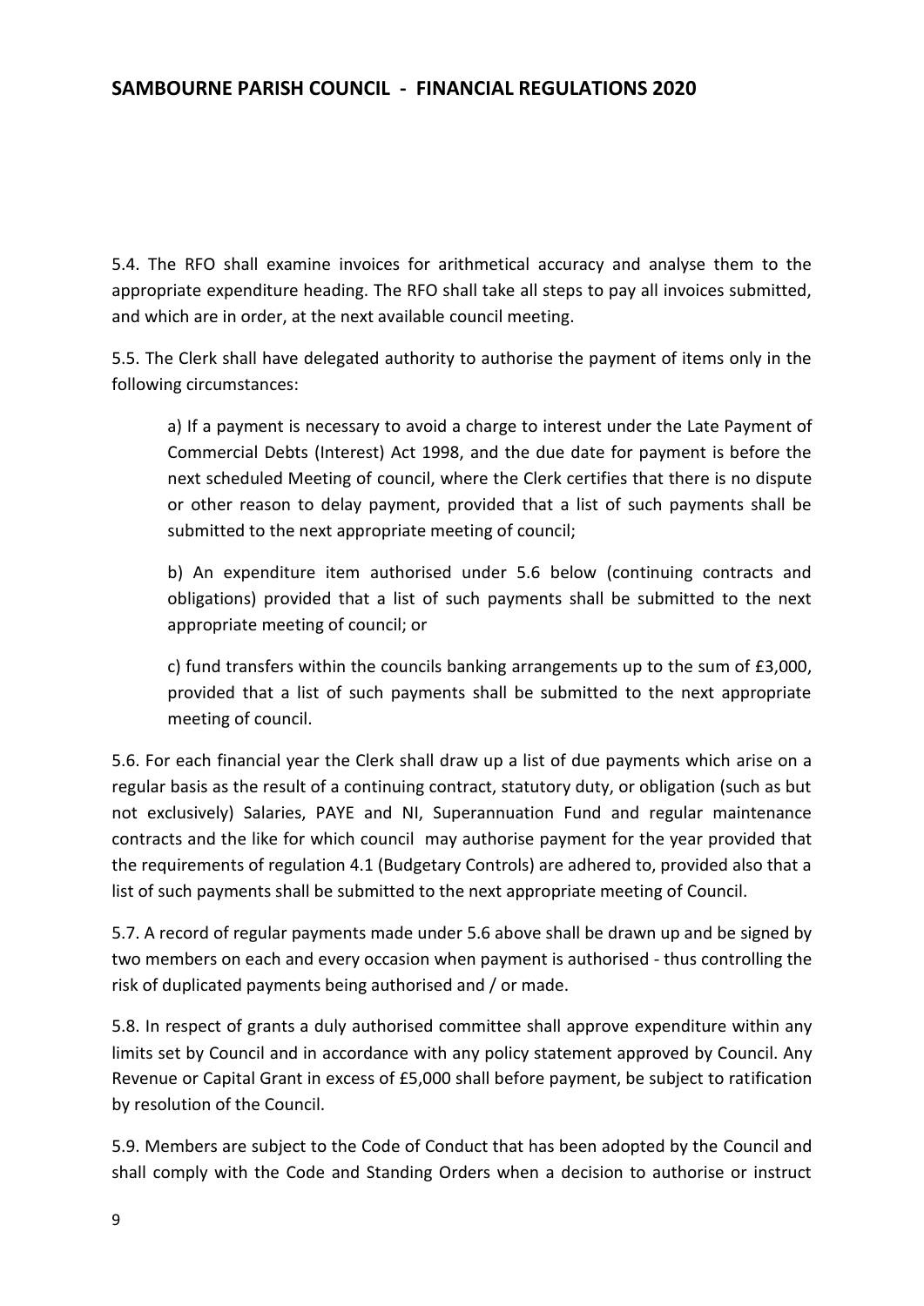5.4. The RFO shall examine invoices for arithmetical accuracy and analyse them to the appropriate expenditure heading. The RFO shall take all steps to pay all invoices submitted, and which are in order, at the next available council meeting.

5.5. The Clerk shall have delegated authority to authorise the payment of items only in the following circumstances:

> a) If a payment is necessary to avoid a charge to interest under the Late Payment of Commercial Debts (Interest) Act 1998, and the due date for payment is before the next scheduled Meeting of council, where the Clerk certifies that there is no dispute or other reason to delay payment, provided that a list of such payments shall be submitted to the next appropriate meeting of council;
>
> b) An expenditure item authorised under 5.6 below (continuing contracts and obligations) provided that a list of such payments shall be submitted to the next appropriate meeting of council; or
>
> c) fund transfers within the councils banking arrangements up to the sum of £3,000, provided that a list of such payments shall be submitted to the next appropriate meeting of council.

5.6. For each financial year the Clerk shall draw up a list of due payments which arise on a regular basis as the result of a continuing contract, statutory duty, or obligation (such as but not exclusively) Salaries, PAYE and NI, Superannuation Fund and regular maintenance contracts and the like for which council may authorise payment for the year provided that the requirements of regulation 4.1 (Budgetary Controls) are adhered to, provided also that a list of such payments shall be submitted to the next appropriate meeting of Council.

5.7. A record of regular payments made under 5.6 above shall be drawn up and be signed by two members on each and every occasion when payment is authorised - thus controlling the risk of duplicated payments being authorised and / or made.

5.8. In respect of grants a duly authorised committee shall approve expenditure within any limits set by Council and in accordance with any policy statement approved by Council. Any Revenue or Capital Grant in excess of £5,000 shall before payment, be subject to ratification by resolution of the Council.

5.9. Members are subject to the Code of Conduct that has been adopted by the Council and shall comply with the Code and Standing Orders when a decision to authorise or instruct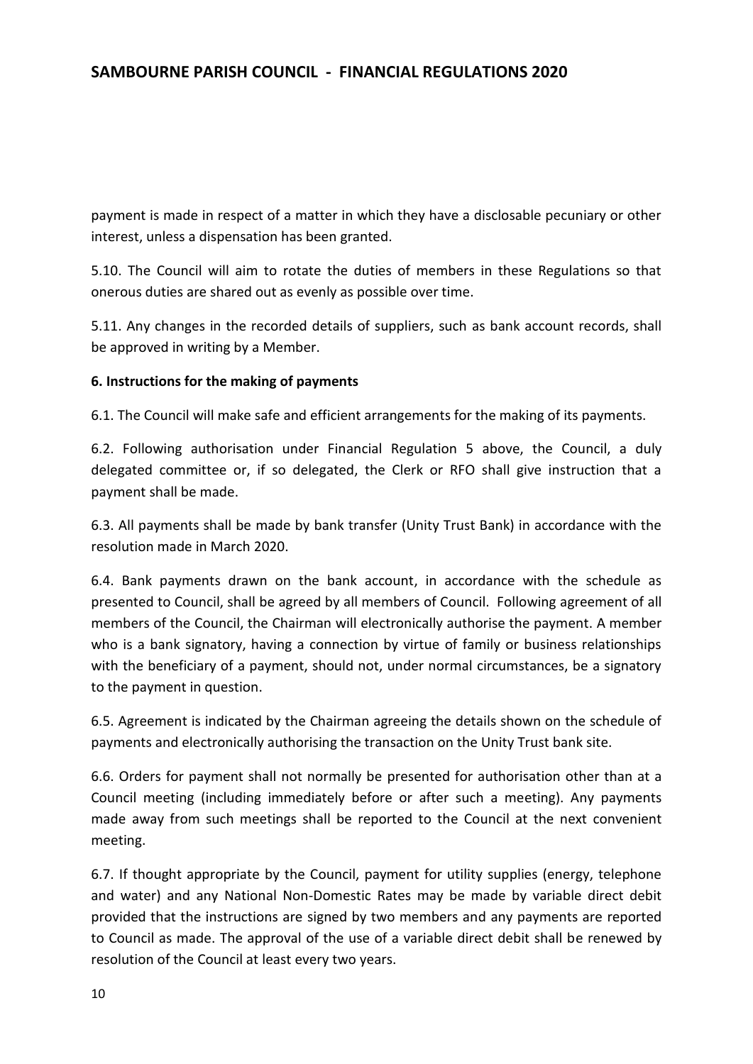payment is made in respect of a matter in which they have a disclosable pecuniary or other interest, unless a dispensation has been granted.

5.10. The Council will aim to rotate the duties of members in these Regulations so that onerous duties are shared out as evenly as possible over time.

5.11. Any changes in the recorded details of suppliers, such as bank account records, shall be approved in writing by a Member.

**6. Instructions for the making of payments**

6.1. The Council will make safe and efficient arrangements for the making of its payments.

6.2. Following authorisation under Financial Regulation 5 above, the Council, a duly delegated committee or, if so delegated, the Clerk or RFO shall give instruction that a payment shall be made.

6.3. All payments shall be made by bank transfer (Unity Trust Bank) in accordance with the resolution made in March 2020.

6.4. Bank payments drawn on the bank account, in accordance with the schedule as presented to Council, shall be agreed by all members of Council. Following agreement of all members of the Council, the Chairman will electronically authorise the payment. A member who is a bank signatory, having a connection by virtue of family or business relationships with the beneficiary of a payment, should not, under normal circumstances, be a signatory to the payment in question.

6.5. Agreement is indicated by the Chairman agreeing the details shown on the schedule of payments and electronically authorising the transaction on the Unity Trust bank site.

6.6. Orders for payment shall not normally be presented for authorisation other than at a Council meeting (including immediately before or after such a meeting). Any payments made away from such meetings shall be reported to the Council at the next convenient meeting.

6.7. If thought appropriate by the Council, payment for utility supplies (energy, telephone and water) and any National Non-Domestic Rates may be made by variable direct debit provided that the instructions are signed by two members and any payments are reported to Council as made. The approval of the use of a variable direct debit shall be renewed by resolution of the Council at least every two years.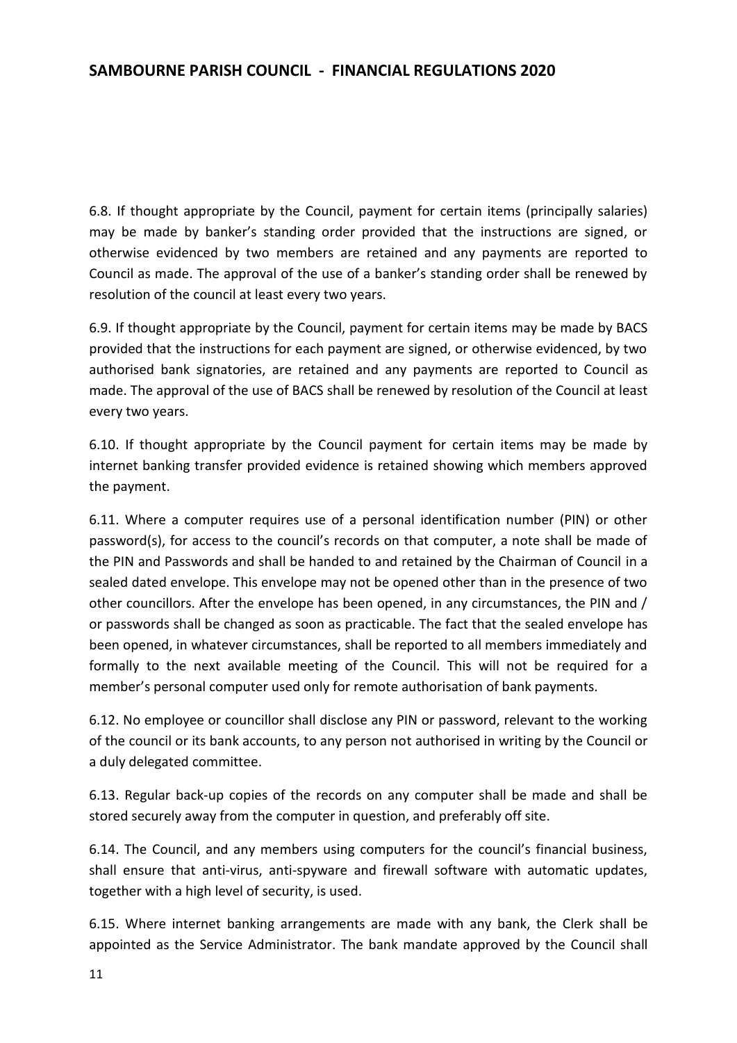6.8. If thought appropriate by the Council, payment for certain items (principally salaries) may be made by banker's standing order provided that the instructions are signed, or otherwise evidenced by two members are retained and any payments are reported to Council as made. The approval of the use of a banker's standing order shall be renewed by resolution of the council at least every two years.

6.9. If thought appropriate by the Council, payment for certain items may be made by BACS provided that the instructions for each payment are signed, or otherwise evidenced, by two authorised bank signatories, are retained and any payments are reported to Council as made. The approval of the use of BACS shall be renewed by resolution of the Council at least every two years.

6.10. If thought appropriate by the Council payment for certain items may be made by internet banking transfer provided evidence is retained showing which members approved the payment.

6.11. Where a computer requires use of a personal identification number (PIN) or other password(s), for access to the council's records on that computer, a note shall be made of the PIN and Passwords and shall be handed to and retained by the Chairman of Council in a sealed dated envelope. This envelope may not be opened other than in the presence of two other councillors. After the envelope has been opened, in any circumstances, the PIN and / or passwords shall be changed as soon as practicable. The fact that the sealed envelope has been opened, in whatever circumstances, shall be reported to all members immediately and formally to the next available meeting of the Council. This will not be required for a member's personal computer used only for remote authorisation of bank payments.

6.12. No employee or councillor shall disclose any PIN or password, relevant to the working of the council or its bank accounts, to any person not authorised in writing by the Council or a duly delegated committee.

6.13. Regular back-up copies of the records on any computer shall be made and shall be stored securely away from the computer in question, and preferably off site.

6.14. The Council, and any members using computers for the council's financial business, shall ensure that anti-virus, anti-spyware and firewall software with automatic updates, together with a high level of security, is used.

6.15. Where internet banking arrangements are made with any bank, the Clerk shall be appointed as the Service Administrator. The bank mandate approved by the Council shall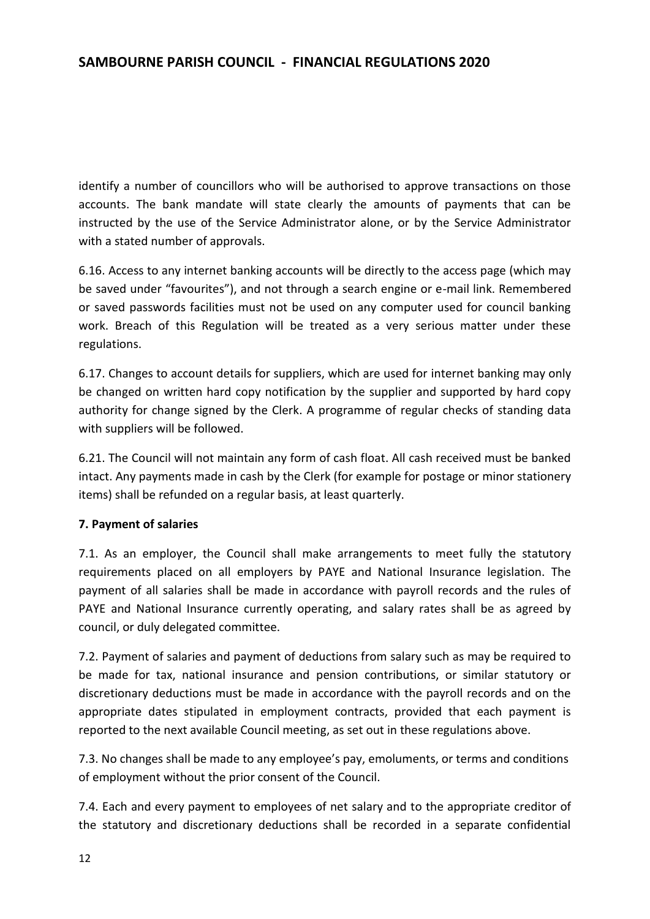identify a number of councillors who will be authorised to approve transactions on those accounts. The bank mandate will state clearly the amounts of payments that can be instructed by the use of the Service Administrator alone, or by the Service Administrator with a stated number of approvals.

6.16. Access to any internet banking accounts will be directly to the access page (which may be saved under "favourites"), and not through a search engine or e-mail link. Remembered or saved passwords facilities must not be used on any computer used for council banking work. Breach of this Regulation will be treated as a very serious matter under these regulations.

6.17. Changes to account details for suppliers, which are used for internet banking may only be changed on written hard copy notification by the supplier and supported by hard copy authority for change signed by the Clerk. A programme of regular checks of standing data with suppliers will be followed.

6.21. The Council will not maintain any form of cash float. All cash received must be banked intact. Any payments made in cash by the Clerk (for example for postage or minor stationery items) shall be refunded on a regular basis, at least quarterly.

**7. Payment of salaries**

7.1. As an employer, the Council shall make arrangements to meet fully the statutory requirements placed on all employers by PAYE and National Insurance legislation. The payment of all salaries shall be made in accordance with payroll records and the rules of PAYE and National Insurance currently operating, and salary rates shall be as agreed by council, or duly delegated committee.

7.2. Payment of salaries and payment of deductions from salary such as may be required to be made for tax, national insurance and pension contributions, or similar statutory or discretionary deductions must be made in accordance with the payroll records and on the appropriate dates stipulated in employment contracts, provided that each payment is reported to the next available Council meeting, as set out in these regulations above.

7.3. No changes shall be made to any employee's pay, emoluments, or terms and conditions of employment without the prior consent of the Council.

7.4. Each and every payment to employees of net salary and to the appropriate creditor of the statutory and discretionary deductions shall be recorded in a separate confidential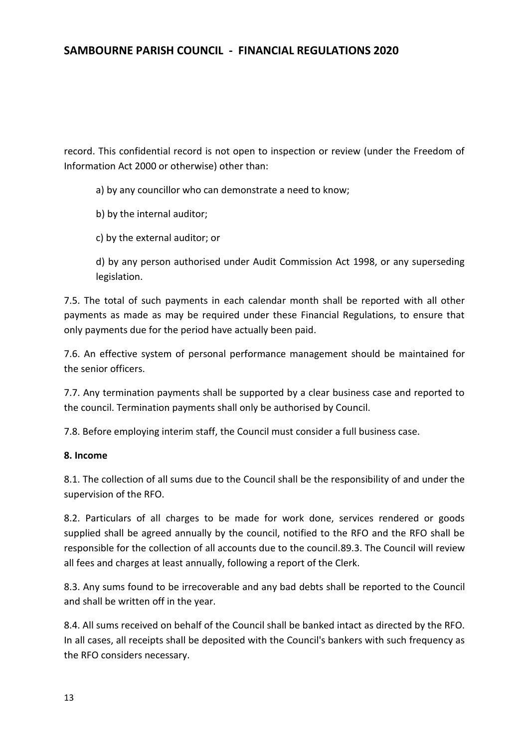record. This confidential record is not open to inspection or review (under the Freedom of Information Act 2000 or otherwise) other than:

a) by any councillor who can demonstrate a need to know;

b) by the internal auditor;

c) by the external auditor; or

d) by any person authorised under Audit Commission Act 1998, or any superseding legislation.

7.5. The total of such payments in each calendar month shall be reported with all other payments as made as may be required under these Financial Regulations, to ensure that only payments due for the period have actually been paid.

7.6. An effective system of personal performance management should be maintained for the senior officers.

7.7. Any termination payments shall be supported by a clear business case and reported to the council. Termination payments shall only be authorised by Council.

7.8. Before employing interim staff, the Council must consider a full business case.

**8. Income**

8.1. The collection of all sums due to the Council shall be the responsibility of and under the supervision of the RFO.

8.2. Particulars of all charges to be made for work done, services rendered or goods supplied shall be agreed annually by the council, notified to the RFO and the RFO shall be responsible for the collection of all accounts due to the council.89.3. The Council will review all fees and charges at least annually, following a report of the Clerk.

8.3. Any sums found to be irrecoverable and any bad debts shall be reported to the Council and shall be written off in the year.

8.4. All sums received on behalf of the Council shall be banked intact as directed by the RFO. In all cases, all receipts shall be deposited with the Council's bankers with such frequency as the RFO considers necessary.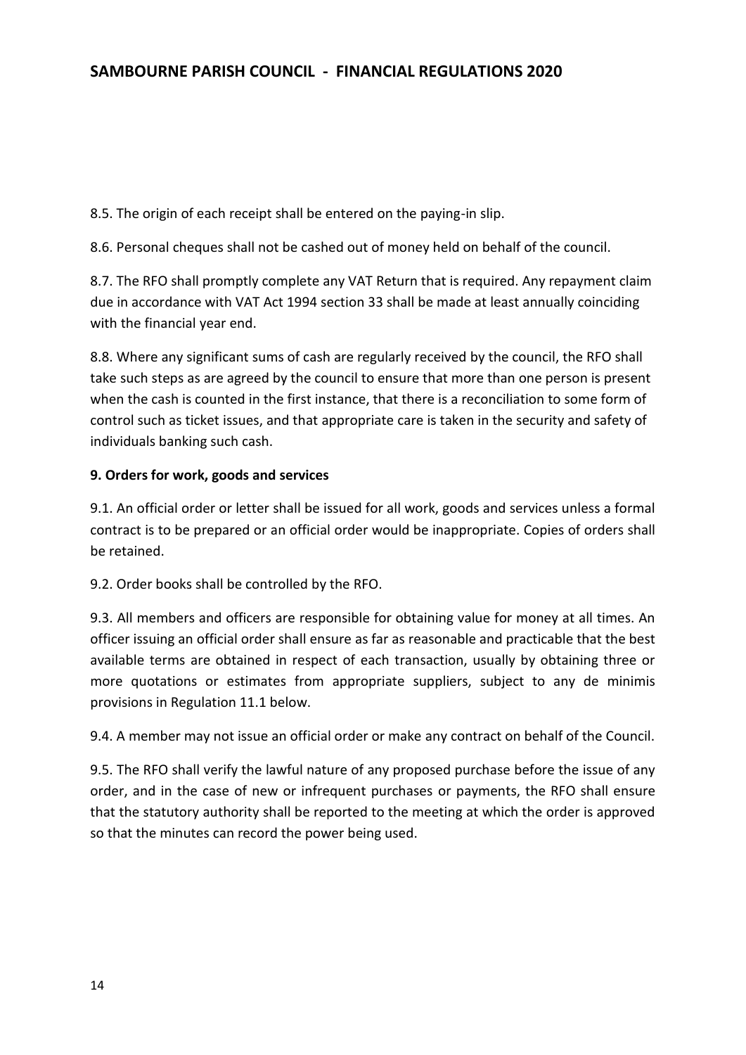8.5. The origin of each receipt shall be entered on the paying-in slip.

8.6. Personal cheques shall not be cashed out of money held on behalf of the council.

8.7. The RFO shall promptly complete any VAT Return that is required. Any repayment claim due in accordance with VAT Act 1994 section 33 shall be made at least annually coinciding with the financial year end.

8.8. Where any significant sums of cash are regularly received by the council, the RFO shall take such steps as are agreed by the council to ensure that more than one person is present when the cash is counted in the first instance, that there is a reconciliation to some form of control such as ticket issues, and that appropriate care is taken in the security and safety of individuals banking such cash.

**9. Orders for work, goods and services**

9.1. An official order or letter shall be issued for all work, goods and services unless a formal contract is to be prepared or an official order would be inappropriate. Copies of orders shall be retained.

9.2. Order books shall be controlled by the RFO.

9.3. All members and officers are responsible for obtaining value for money at all times. An officer issuing an official order shall ensure as far as reasonable and practicable that the best available terms are obtained in respect of each transaction, usually by obtaining three or more quotations or estimates from appropriate suppliers, subject to any de minimis provisions in Regulation 11.1 below.

9.4. A member may not issue an official order or make any contract on behalf of the Council.

9.5. The RFO shall verify the lawful nature of any proposed purchase before the issue of any order, and in the case of new or infrequent purchases or payments, the RFO shall ensure that the statutory authority shall be reported to the meeting at which the order is approved so that the minutes can record the power being used.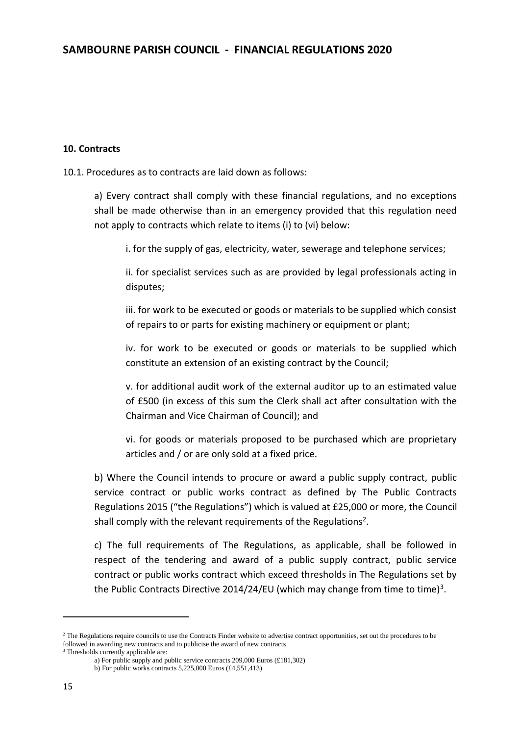## 10. Contracts

10.1. Procedures as to contracts are laid down as follows:

a) Every contract shall comply with these financial regulations, and no exceptions shall be made otherwise than in an emergency provided that this regulation need not apply to contracts which relate to items (i) to (vi) below:

i. for the supply of gas, electricity, water, sewerage and telephone services;

ii. for specialist services such as are provided by legal professionals acting in disputes;

iii. for work to be executed or goods or materials to be supplied which consist of repairs to or parts for existing machinery or equipment or plant;

iv. for work to be executed or goods or materials to be supplied which constitute an extension of an existing contract by the Council;

v. for additional audit work of the external auditor up to an estimated value of £500 (in excess of this sum the Clerk shall act after consultation with the Chairman and Vice Chairman of Council); and

vi. for goods or materials proposed to be purchased which are proprietary articles and / or are only sold at a fixed price.

b) Where the Council intends to procure or award a public supply contract, public service contract or public works contract as defined by The Public Contracts Regulations 2015 ("the Regulations") which is valued at £25,000 or more, the Council shall comply with the relevant requirements of the Regulations[2].

c) The full requirements of The Regulations, as applicable, shall be followed in respect of the tendering and award of a public supply contract, public service contract or public works contract which exceed thresholds in The Regulations set by the Public Contracts Directive 2014/24/EU (which may change from time to time)[3].

---

[2] The Regulations require councils to use the Contracts Finder website to advertise contract opportunities, set out the procedures to be followed in awarding new contracts and to publicise the award of new contracts

[3] Thresholds currently applicable are:

a) For public supply and public service contracts 209,000 Euros (£181,302)

b) For public works contracts 5,225,000 Euros (£4,551,413)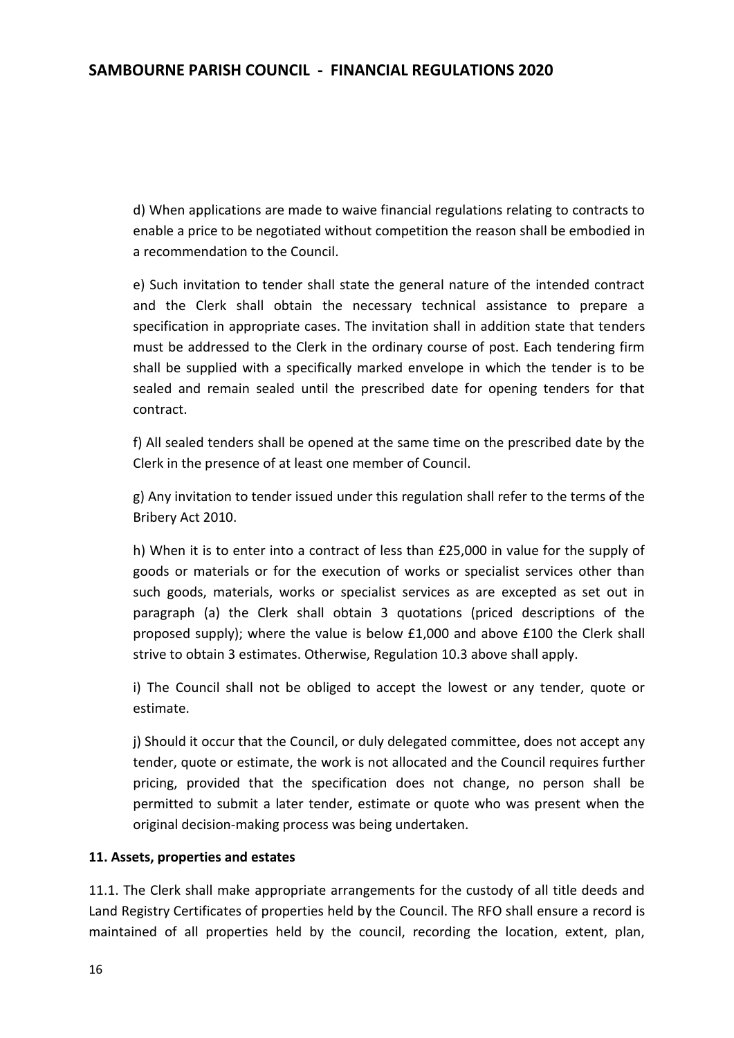d) When applications are made to waive financial regulations relating to contracts to enable a price to be negotiated without competition the reason shall be embodied in a recommendation to the Council.

e) Such invitation to tender shall state the general nature of the intended contract and the Clerk shall obtain the necessary technical assistance to prepare a specification in appropriate cases. The invitation shall in addition state that tenders must be addressed to the Clerk in the ordinary course of post. Each tendering firm shall be supplied with a specifically marked envelope in which the tender is to be sealed and remain sealed until the prescribed date for opening tenders for that contract.

f) All sealed tenders shall be opened at the same time on the prescribed date by the Clerk in the presence of at least one member of Council.

g) Any invitation to tender issued under this regulation shall refer to the terms of the Bribery Act 2010.

h) When it is to enter into a contract of less than £25,000 in value for the supply of goods or materials or for the execution of works or specialist services other than such goods, materials, works or specialist services as are excepted as set out in paragraph (a) the Clerk shall obtain 3 quotations (priced descriptions of the proposed supply); where the value is below £1,000 and above £100 the Clerk shall strive to obtain 3 estimates. Otherwise, Regulation 10.3 above shall apply.

i) The Council shall not be obliged to accept the lowest or any tender, quote or estimate.

j) Should it occur that the Council, or duly delegated committee, does not accept any tender, quote or estimate, the work is not allocated and the Council requires further pricing, provided that the specification does not change, no person shall be permitted to submit a later tender, estimate or quote who was present when the original decision-making process was being undertaken.

**11. Assets, properties and estates**

11.1. The Clerk shall make appropriate arrangements for the custody of all title deeds and Land Registry Certificates of properties held by the Council. The RFO shall ensure a record is maintained of all properties held by the council, recording the location, extent, plan,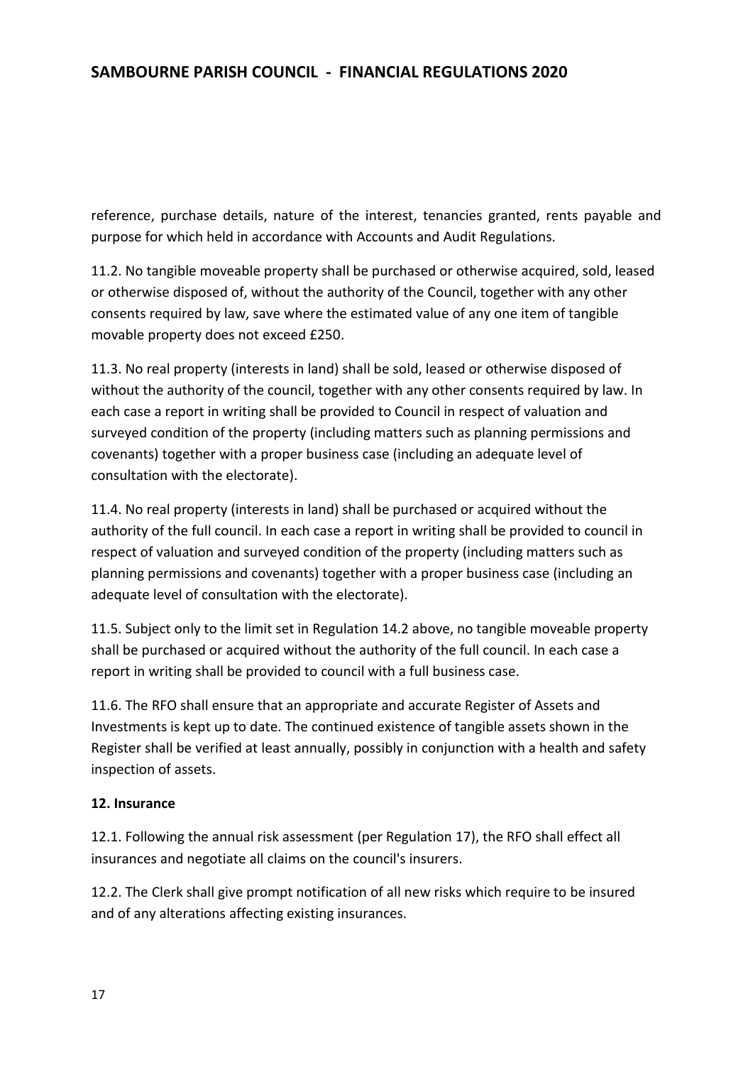reference, purchase details, nature of the interest, tenancies granted, rents payable and purpose for which held in accordance with Accounts and Audit Regulations.

11.2. No tangible moveable property shall be purchased or otherwise acquired, sold, leased or otherwise disposed of, without the authority of the Council, together with any other consents required by law, save where the estimated value of any one item of tangible movable property does not exceed £250.

11.3. No real property (interests in land) shall be sold, leased or otherwise disposed of without the authority of the council, together with any other consents required by law. In each case a report in writing shall be provided to Council in respect of valuation and surveyed condition of the property (including matters such as planning permissions and covenants) together with a proper business case (including an adequate level of consultation with the electorate).

11.4. No real property (interests in land) shall be purchased or acquired without the authority of the full council. In each case a report in writing shall be provided to council in respect of valuation and surveyed condition of the property (including matters such as planning permissions and covenants) together with a proper business case (including an adequate level of consultation with the electorate).

11.5. Subject only to the limit set in Regulation 14.2 above, no tangible moveable property shall be purchased or acquired without the authority of the full council. In each case a report in writing shall be provided to council with a full business case.

11.6. The RFO shall ensure that an appropriate and accurate Register of Assets and Investments is kept up to date. The continued existence of tangible assets shown in the Register shall be verified at least annually, possibly in conjunction with a health and safety inspection of assets.

**12. Insurance**

12.1. Following the annual risk assessment (per Regulation 17), the RFO shall effect all insurances and negotiate all claims on the council's insurers.

12.2. The Clerk shall give prompt notification of all new risks which require to be insured and of any alterations affecting existing insurances.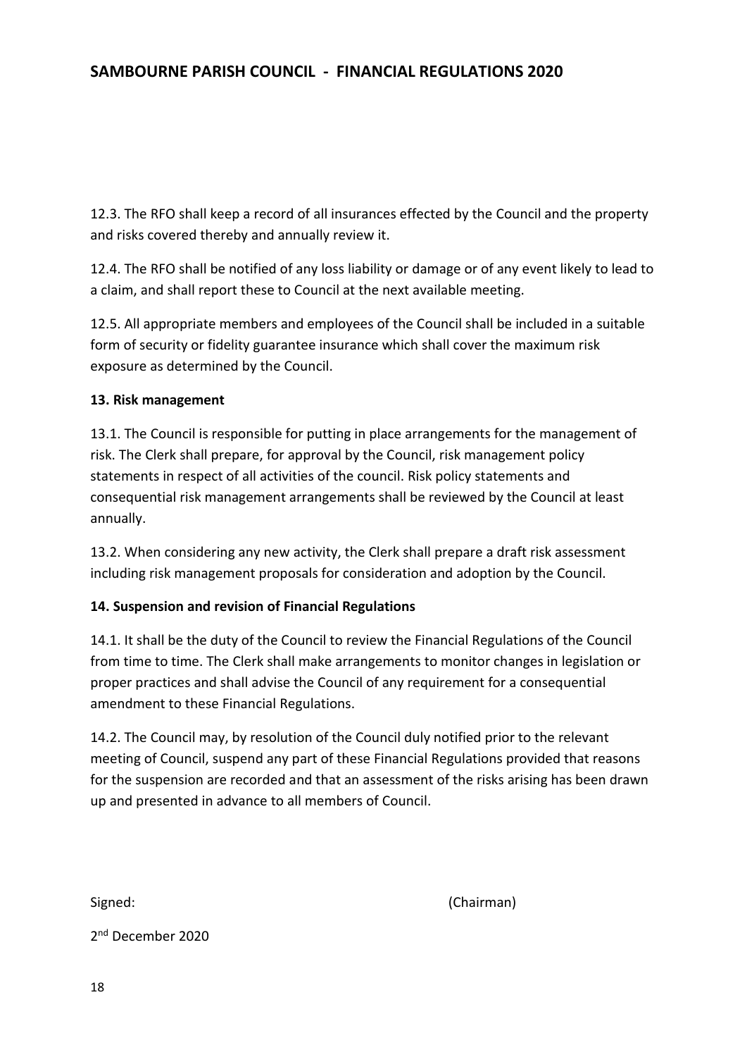12.3. The RFO shall keep a record of all insurances effected by the Council and the property and risks covered thereby and annually review it.

12.4. The RFO shall be notified of any loss liability or damage or of any event likely to lead to a claim, and shall report these to Council at the next available meeting.

12.5. All appropriate members and employees of the Council shall be included in a suitable form of security or fidelity guarantee insurance which shall cover the maximum risk exposure as determined by the Council.

**13. Risk management**

13.1. The Council is responsible for putting in place arrangements for the management of risk. The Clerk shall prepare, for approval by the Council, risk management policy statements in respect of all activities of the council. Risk policy statements and consequential risk management arrangements shall be reviewed by the Council at least annually.

13.2. When considering any new activity, the Clerk shall prepare a draft risk assessment including risk management proposals for consideration and adoption by the Council.

**14. Suspension and revision of Financial Regulations**

14.1. It shall be the duty of the Council to review the Financial Regulations of the Council from time to time. The Clerk shall make arrangements to monitor changes in legislation or proper practices and shall advise the Council of any requirement for a consequential amendment to these Financial Regulations.

14.2. The Council may, by resolution of the Council duly notified prior to the relevant meeting of Council, suspend any part of these Financial Regulations provided that reasons for the suspension are recorded and that an assessment of the risks arising has been drawn up and presented in advance to all members of Council.

Signed: (Chairman)

2nd December 2020